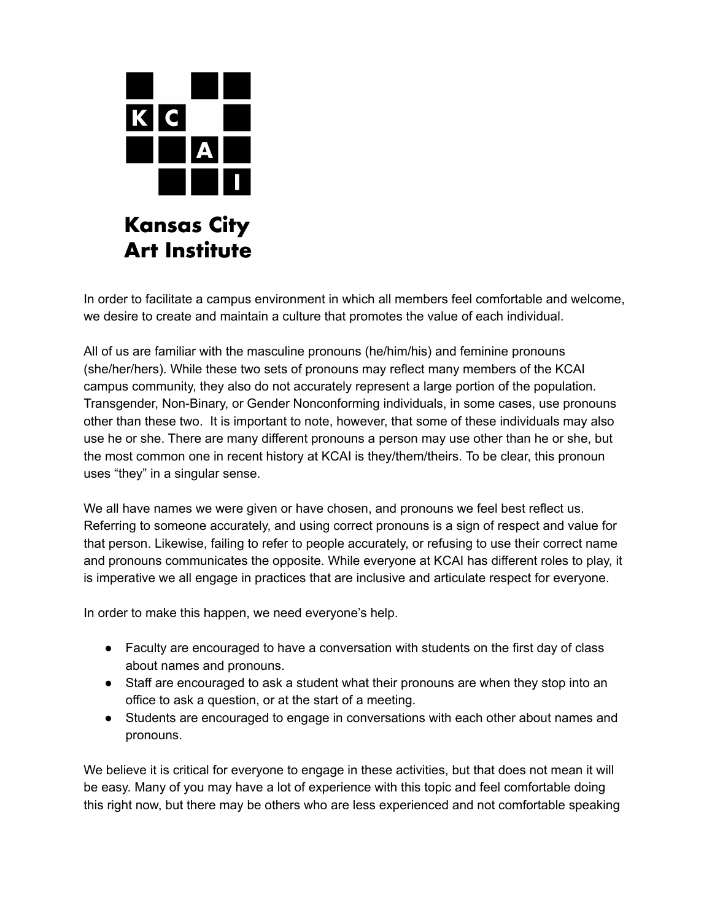Kansas City Art Institute

In order to facilitate a campus environment in which all members feel comfortable and welcome, we desire to create and maintain a culture that promotes the value of each individual.

All of us are familiar with the masculine pronouns (he/him/his) and feminine pronouns (she/her/hers). While these two sets of pronouns may reflect many members of the KCAI campus community, they also do not accurately represent a large portion of the population. Transgender, Non-Binary, or Gender Nonconforming individuals, in some cases, use pronouns other than these two. It is important to note, however, that some of these individuals may also use he or she. There are many different pronouns a person may use other than he or she, but the most common one in recent history at KCAI is they/them/theirs. To be clear, this pronoun uses "they" in a singular sense.

We all have names we were given or have chosen, and pronouns we feel best reflect us. Referring to someone accurately, and using correct pronouns is a sign of respect and value for that person. Likewise, failing to refer to people accurately, or refusing to use their correct name and pronouns communicates the opposite. While everyone at KCAI has different roles to play, it is imperative we all engage in practices that are inclusive and articulate respect for everyone.

In order to make this happen, we need everyone's help.

- Faculty are encouraged to have a conversation with students on the first day of class about names and pronouns.
- Staff are encouraged to ask a student what their pronouns are when they stop into an office to ask a question, or at the start of a meeting.
- Students are encouraged to engage in conversations with each other about names and pronouns.

We believe it is critical for everyone to engage in these activities, but that does not mean it will be easy. Many of you may have a lot of experience with this topic and feel comfortable doing this right now, but there may be others who are less experienced and not comfortable speaking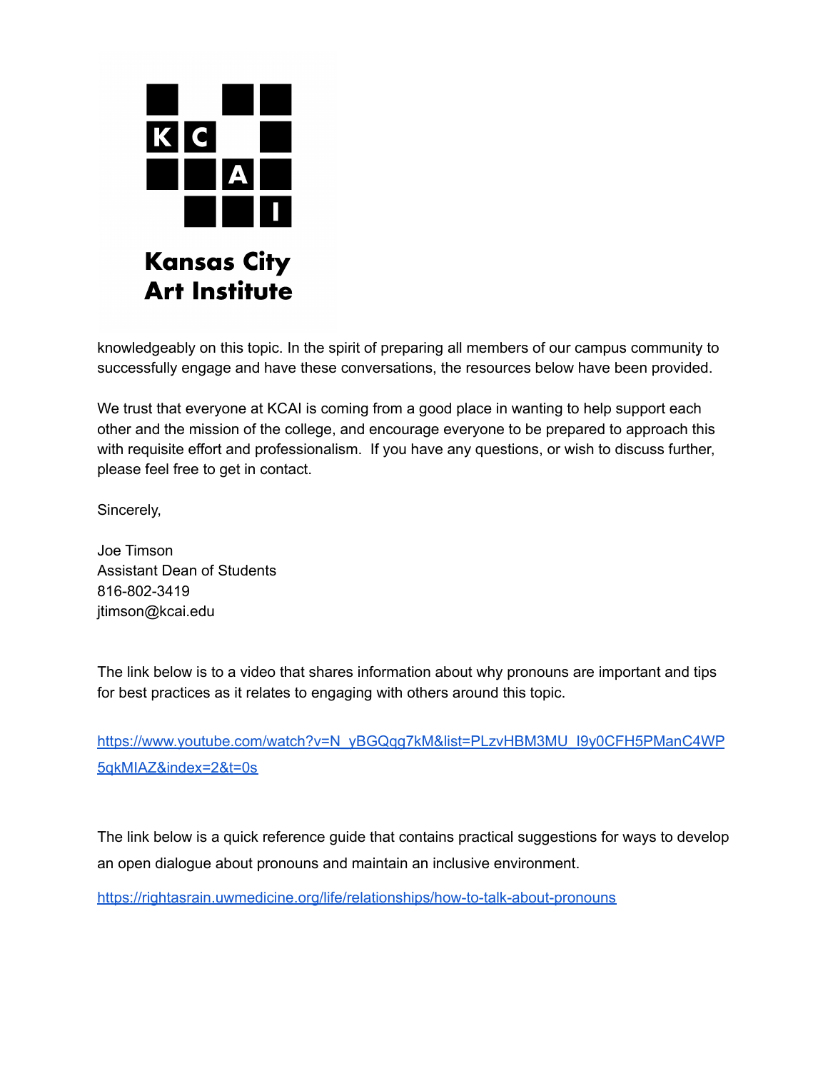knowledgeably on this topic. In the spirit of preparing all members of our campus community to successfully engage and have these conversations, the resources below have been provided.

We trust that everyone at KCAI is coming from a good place in wanting to help support each other and the mission of the college, and encourage everyone to be prepared to approach this with requisite effort and professionalism. If you have any questions, or wish to discuss further, please feel free to get in contact.

Sincerely,

Joe Timson
Assistant Dean of Students
816-802-3419
jtimson@kcai.edu

The link below is to a video that shares information about why pronouns are important and tips for best practices as it relates to engaging with others around this topic.

https://www.youtube.com/watch?v=N_yBGQqg7kM&list=PLzvHBM3MU_I9y0CFH5PManC4WP5qkMIAZ&index=2&t=0s

The link below is a quick reference guide that contains practical suggestions for ways to develop an open dialogue about pronouns and maintain an inclusive environment.

https://rightasrain.uwmedicine.org/life/relationships/how-to-talk-about-pronouns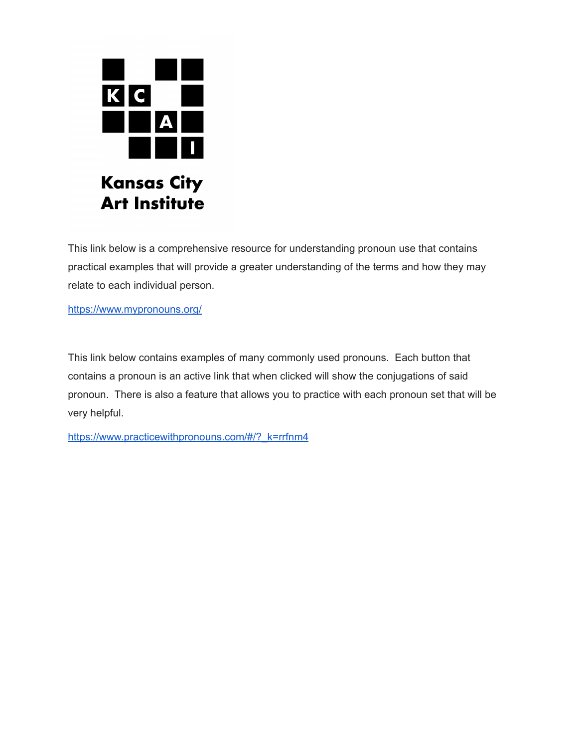Kansas City Art Institute

This link below is a comprehensive resource for understanding pronoun use that contains practical examples that will provide a greater understanding of the terms and how they may relate to each individual person.

https://www.mypronouns.org/

This link below contains examples of many commonly used pronouns. Each button that contains a pronoun is an active link that when clicked will show the conjugations of said pronoun. There is also a feature that allows you to practice with each pronoun set that will be very helpful.

https://www.practicewithpronouns.com/#/?_k=rrfnm4